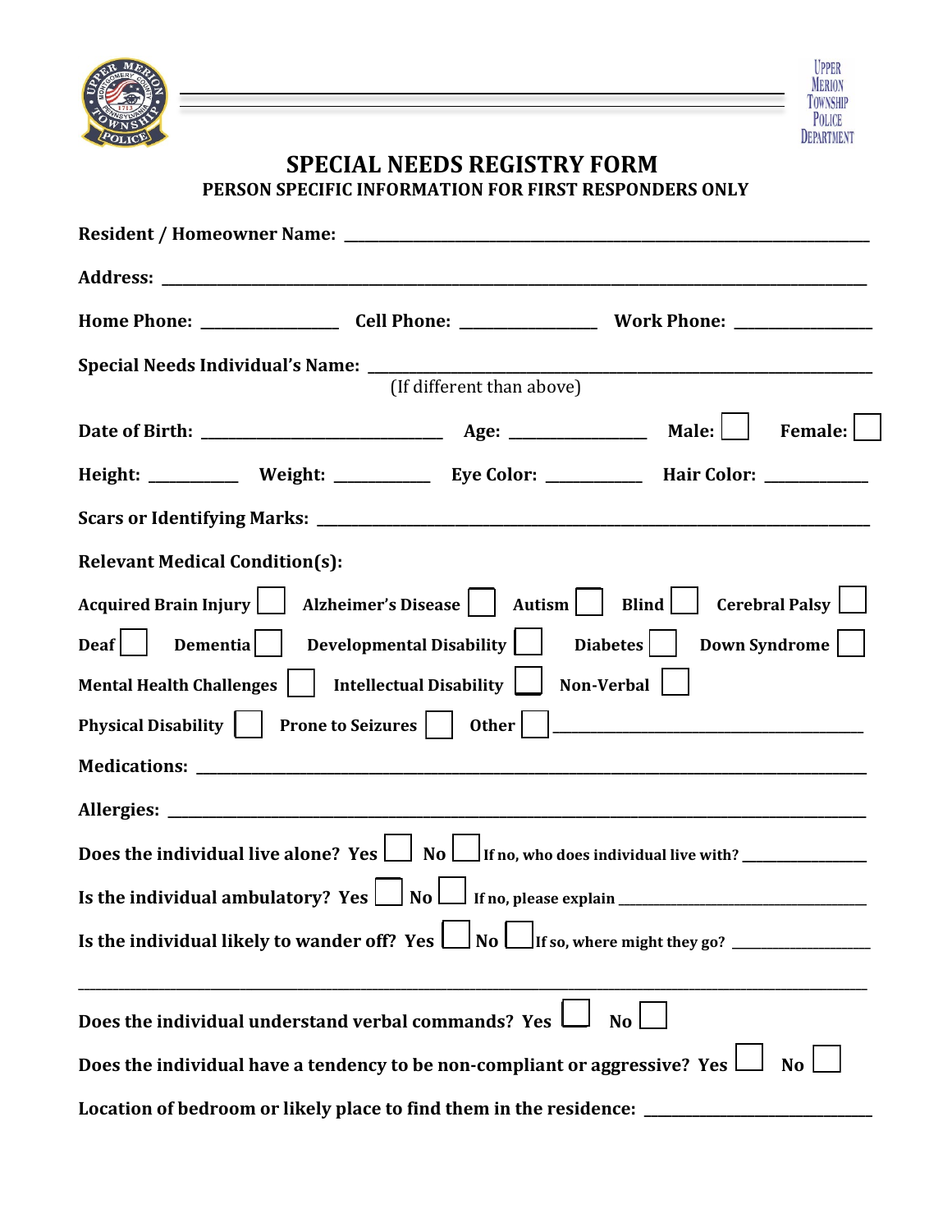Upper Merion Township Police Department

# SPECIAL NEEDS REGISTRY FORM

## PERSON SPECIFIC INFORMATION FOR FIRST RESPONDERS ONLY

**Resident / Homeowner Name:** ______________________________

**Address:** ______________________________

**Home Phone:** ____________ **Cell Phone:** ____________ **Work Phone:** ____________

**Special Needs Individual's Name:** ______________________________
(If different than above)

**Date of Birth:** ____________ **Age:** ____________ **Male:** ☐ **Female:** ☐

**Height:** ________ **Weight:** ________ **Eye Color:** ________ **Hair Color:** ________

**Scars or Identifying Marks:** ______________________________

**Relevant Medical Condition(s):**

**Acquired Brain Injury** ☐ **Alzheimer's Disease** ☐ **Autism** ☐ **Blind** ☐ **Cerebral Palsy** ☐

**Deaf** ☐ **Dementia** ☐ **Developmental Disability** ☐ **Diabetes** ☐ **Down Syndrome** ☐

**Mental Health Challenges** ☐ **Intellectual Disability** ☐ **Non-Verbal** ☐

**Physical Disability** ☐ **Prone to Seizures** ☐ **Other** ☐ ______________________________

**Medications:** ______________________________

**Allergies:** ______________________________

**Does the individual live alone? Yes** ☐ **No** ☐ **If no, who does individual live with?** ____________

**Is the individual ambulatory? Yes** ☐ **No** ☐ **If no, please explain** ____________

**Is the individual likely to wander off? Yes** ☐ **No** ☐ **If so, where might they go?** ____________

______________________________

**Does the individual understand verbal commands? Yes** ☐ **No** ☐

**Does the individual have a tendency to be non-compliant or aggressive? Yes** ☐ **No** ☐

**Location of bedroom or likely place to find them in the residence:** ____________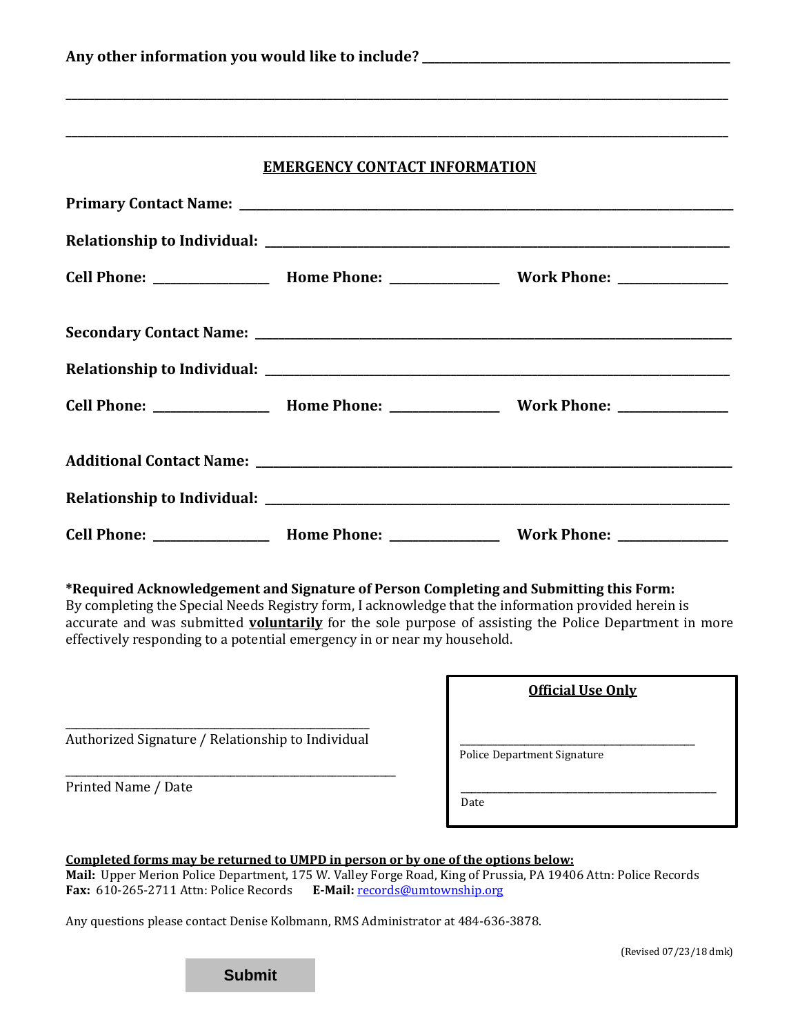**Any other information you would like to include?** ______________________________________________

____________________________________________________________________________________________

____________________________________________________________________________________________

## EMERGENCY CONTACT INFORMATION

**Primary Contact Name:** ________________________________________________________________________

**Relationship to Individual:** ____________________________________________________________________

**Cell Phone:** _______________ **Home Phone:** _______________ **Work Phone:** _______________

**Secondary Contact Name:** ______________________________________________________________________

**Relationship to Individual:** ____________________________________________________________________

**Cell Phone:** _______________ **Home Phone:** _______________ **Work Phone:** _______________

**Additional Contact Name:** ______________________________________________________________________

**Relationship to Individual:** ____________________________________________________________________

**Cell Phone:** _______________ **Home Phone:** _______________ **Work Phone:** _______________

**\*Required Acknowledgement and Signature of Person Completing and Submitting this Form:**
By completing the Special Needs Registry form, I acknowledge that the information provided herein is accurate and was submitted **voluntarily** for the sole purpose of assisting the Police Department in more effectively responding to a potential emergency in or near my household.

_______________________________________________
Authorized Signature / Relationship to Individual

_______________________________________________
Printed Name / Date

**Official Use Only**

_______________________________________________
Police Department Signature

_______________________________________________
Date

**Completed forms may be returned to UMPD in person or by one of the options below:**
**Mail:** Upper Merion Police Department, 175 W. Valley Forge Road, King of Prussia, PA 19406 Attn: Police Records
**Fax:** 610-265-2711 Attn: Police Records **E-Mail:** records@umtownship.org

Any questions please contact Denise Kolbmann, RMS Administrator at 484-636-3878.

(Revised 07/23/18 dmk)

Submit